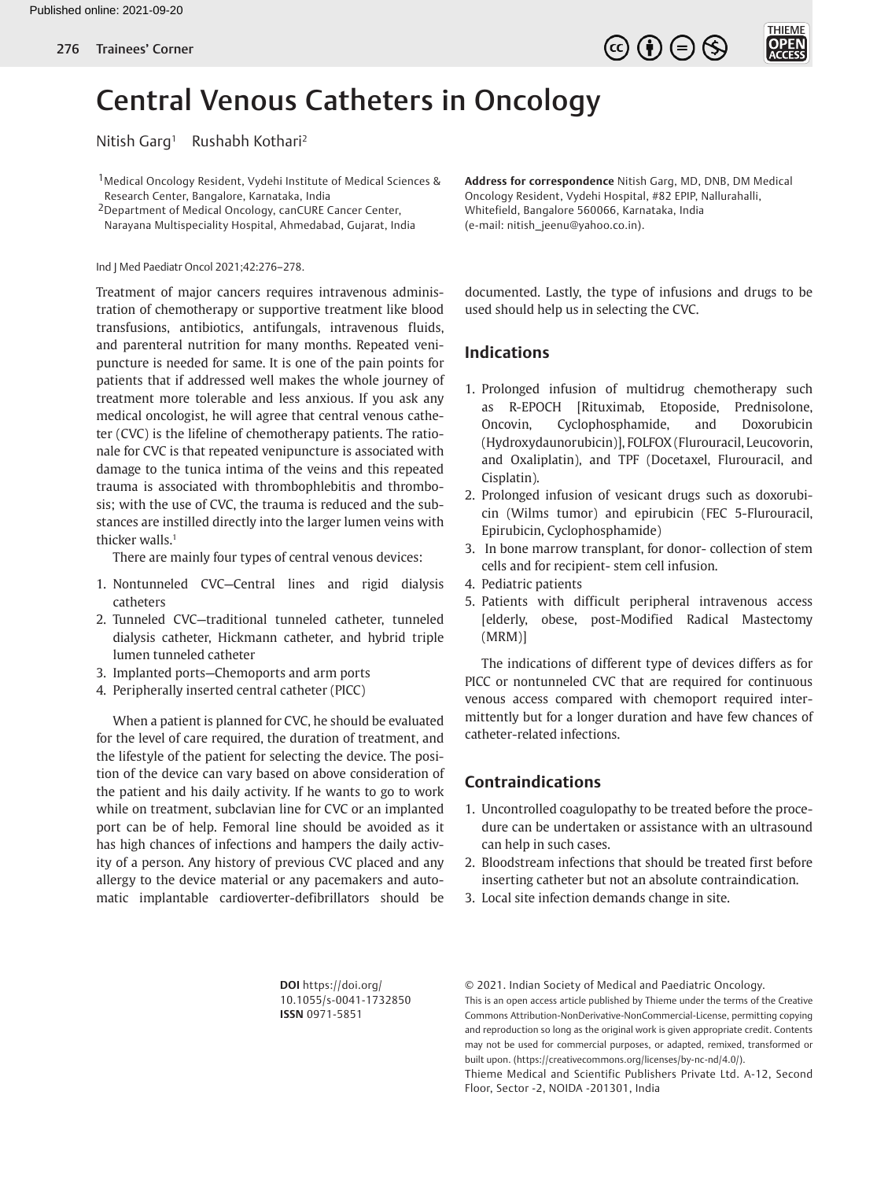# Central Venous Catheters in Oncology

Nitish Garg[1] Rushabh Kothari[2]

[1]Medical Oncology Resident, Vydehi Institute of Medical Sciences & Research Center, Bangalore, Karnataka, India

[2]Department of Medical Oncology, canCURE Cancer Center, Narayana Multispeciality Hospital, Ahmedabad, Gujarat, India

**Address for correspondence** Nitish Garg, MD, DNB, DM Medical Oncology Resident, Vydehi Hospital, #82 EPIP, Nallurahalli, Whitefield, Bangalore 560066, Karnataka, India (e-mail: nitish_jeenu@yahoo.co.in).

Ind J Med Paediatr Oncol 2021;42:276–278.

Treatment of major cancers requires intravenous administration of chemotherapy or supportive treatment like blood transfusions, antibiotics, antifungals, intravenous fluids, and parenteral nutrition for many months. Repeated venipuncture is needed for same. It is one of the pain points for patients that if addressed well makes the whole journey of treatment more tolerable and less anxious. If you ask any medical oncologist, he will agree that central venous catheter (CVC) is the lifeline of chemotherapy patients. The rationale for CVC is that repeated venipuncture is associated with damage to the tunica intima of the veins and this repeated trauma is associated with thrombophlebitis and thrombosis; with the use of CVC, the trauma is reduced and the substances are instilled directly into the larger lumen veins with thicker walls.[1]

There are mainly four types of central venous devices:

1. Nontunneled CVC—Central lines and rigid dialysis catheters
2. Tunneled CVC—traditional tunneled catheter, tunneled dialysis catheter, Hickmann catheter, and hybrid triple lumen tunneled catheter
3. Implanted ports—Chemoports and arm ports
4. Peripherally inserted central catheter (PICC)

When a patient is planned for CVC, he should be evaluated for the level of care required, the duration of treatment, and the lifestyle of the patient for selecting the device. The position of the device can vary based on above consideration of the patient and his daily activity. If he wants to go to work while on treatment, subclavian line for CVC or an implanted port can be of help. Femoral line should be avoided as it has high chances of infections and hampers the daily activity of a person. Any history of previous CVC placed and any allergy to the device material or any pacemakers and automatic implantable cardioverter-defibrillators should be documented. Lastly, the type of infusions and drugs to be used should help us in selecting the CVC.

## Indications

1. Prolonged infusion of multidrug chemotherapy such as R-EPOCH [Rituximab, Etoposide, Prednisolone, Oncovin, Cyclophosphamide, and Doxorubicin (Hydroxydaunorubicin)], FOLFOX (Flurouracil, Leucovorin, and Oxaliplatin), and TPF (Docetaxel, Flurouracil, and Cisplatin).
2. Prolonged infusion of vesicant drugs such as doxorubicin (Wilms tumor) and epirubicin (FEC 5-Flurouracil, Epirubicin, Cyclophosphamide)
3. In bone marrow transplant, for donor- collection of stem cells and for recipient- stem cell infusion.
4. Pediatric patients
5. Patients with difficult peripheral intravenous access [elderly, obese, post-Modified Radical Mastectomy (MRM)]

The indications of different type of devices differs as for PICC or nontunneled CVC that are required for continuous venous access compared with chemoport required intermittently but for a longer duration and have few chances of catheter-related infections.

## Contraindications

1. Uncontrolled coagulopathy to be treated before the procedure can be undertaken or assistance with an ultrasound can help in such cases.
2. Bloodstream infections that should be treated first before inserting catheter but not an absolute contraindication.
3. Local site infection demands change in site.

**DOI** https://doi.org/10.1055/s-0041-1732850
**ISSN** 0971-5851

© 2021. Indian Society of Medical and Paediatric Oncology.
This is an open access article published by Thieme under the terms of the Creative Commons Attribution-NonDerivative-NonCommercial-License, permitting copying and reproduction so long as the original work is given appropriate credit. Contents may not be used for commercial purposes, or adapted, remixed, transformed or built upon. (https://creativecommons.org/licenses/by-nc-nd/4.0/).
Thieme Medical and Scientific Publishers Private Ltd. A-12, Second Floor, Sector -2, NOIDA -201301, India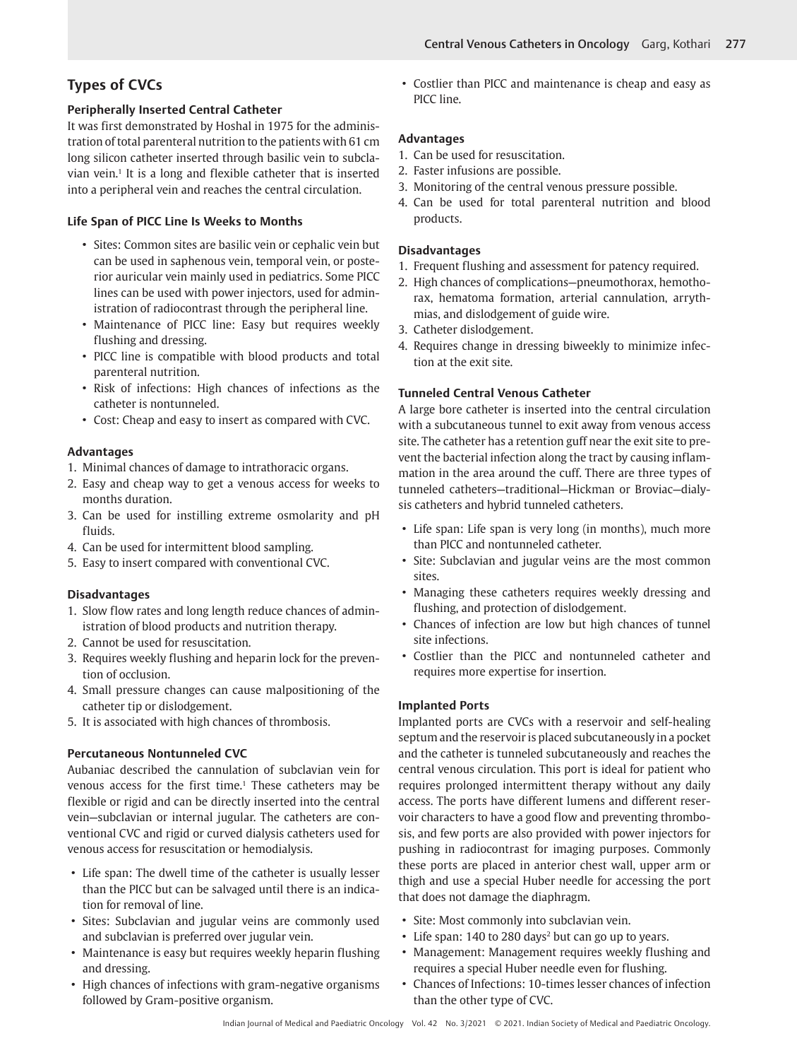## Types of CVCs

### Peripherally Inserted Central Catheter

It was first demonstrated by Hoshal in 1975 for the administration of total parenteral nutrition to the patients with 61 cm long silicon catheter inserted through basilic vein to subclavian vein.[1] It is a long and flexible catheter that is inserted into a peripheral vein and reaches the central circulation.

### Life Span of PICC Line Is Weeks to Months

- Sites: Common sites are basilic vein or cephalic vein but can be used in saphenous vein, temporal vein, or posterior auricular vein mainly used in pediatrics. Some PICC lines can be used with power injectors, used for administration of radiocontrast through the peripheral line.
- Maintenance of PICC line: Easy but requires weekly flushing and dressing.
- PICC line is compatible with blood products and total parenteral nutrition.
- Risk of infections: High chances of infections as the catheter is nontunneled.
- Cost: Cheap and easy to insert as compared with CVC.

#### Advantages

1. Minimal chances of damage to intrathoracic organs.
2. Easy and cheap way to get a venous access for weeks to months duration.
3. Can be used for instilling extreme osmolarity and pH fluids.
4. Can be used for intermittent blood sampling.
5. Easy to insert compared with conventional CVC.

#### Disadvantages

1. Slow flow rates and long length reduce chances of administration of blood products and nutrition therapy.
2. Cannot be used for resuscitation.
3. Requires weekly flushing and heparin lock for the prevention of occlusion.
4. Small pressure changes can cause malpositioning of the catheter tip or dislodgement.
5. It is associated with high chances of thrombosis.

### Percutaneous Nontunneled CVC

Aubaniac described the cannulation of subclavian vein for venous access for the first time.[1] These catheters may be flexible or rigid and can be directly inserted into the central vein—subclavian or internal jugular. The catheters are conventional CVC and rigid or curved dialysis catheters used for venous access for resuscitation or hemodialysis.

- Life span: The dwell time of the catheter is usually lesser than the PICC but can be salvaged until there is an indication for removal of line.
- Sites: Subclavian and jugular veins are commonly used and subclavian is preferred over jugular vein.
- Maintenance is easy but requires weekly heparin flushing and dressing.
- High chances of infections with gram-negative organisms followed by Gram-positive organism.
- Costlier than PICC and maintenance is cheap and easy as PICC line.

#### Advantages

1. Can be used for resuscitation.
2. Faster infusions are possible.
3. Monitoring of the central venous pressure possible.
4. Can be used for total parenteral nutrition and blood products.

#### Disadvantages

1. Frequent flushing and assessment for patency required.
2. High chances of complications—pneumothorax, hemothorax, hematoma formation, arterial cannulation, arrythmias, and dislodgement of guide wire.
3. Catheter dislodgement.
4. Requires change in dressing biweekly to minimize infection at the exit site.

### Tunneled Central Venous Catheter

A large bore catheter is inserted into the central circulation with a subcutaneous tunnel to exit away from venous access site. The catheter has a retention guff near the exit site to prevent the bacterial infection along the tract by causing inflammation in the area around the cuff. There are three types of tunneled catheters—traditional—Hickman or Broviac—dialysis catheters and hybrid tunneled catheters.

- Life span: Life span is very long (in months), much more than PICC and nontunneled catheter.
- Site: Subclavian and jugular veins are the most common sites.
- Managing these catheters requires weekly dressing and flushing, and protection of dislodgement.
- Chances of infection are low but high chances of tunnel site infections.
- Costlier than the PICC and nontunneled catheter and requires more expertise for insertion.

### Implanted Ports

Implanted ports are CVCs with a reservoir and self-healing septum and the reservoir is placed subcutaneously in a pocket and the catheter is tunneled subcutaneously and reaches the central venous circulation. This port is ideal for patient who requires prolonged intermittent therapy without any daily access. The ports have different lumens and different reservoir characters to have a good flow and preventing thrombosis, and few ports are also provided with power injectors for pushing in radiocontrast for imaging purposes. Commonly these ports are placed in anterior chest wall, upper arm or thigh and use a special Huber needle for accessing the port that does not damage the diaphragm.

- Site: Most commonly into subclavian vein.
- Life span: 140 to 280 days[2] but can go up to years.
- Management: Management requires weekly flushing and requires a special Huber needle even for flushing.
- Chances of Infections: 10-times lesser chances of infection than the other type of CVC.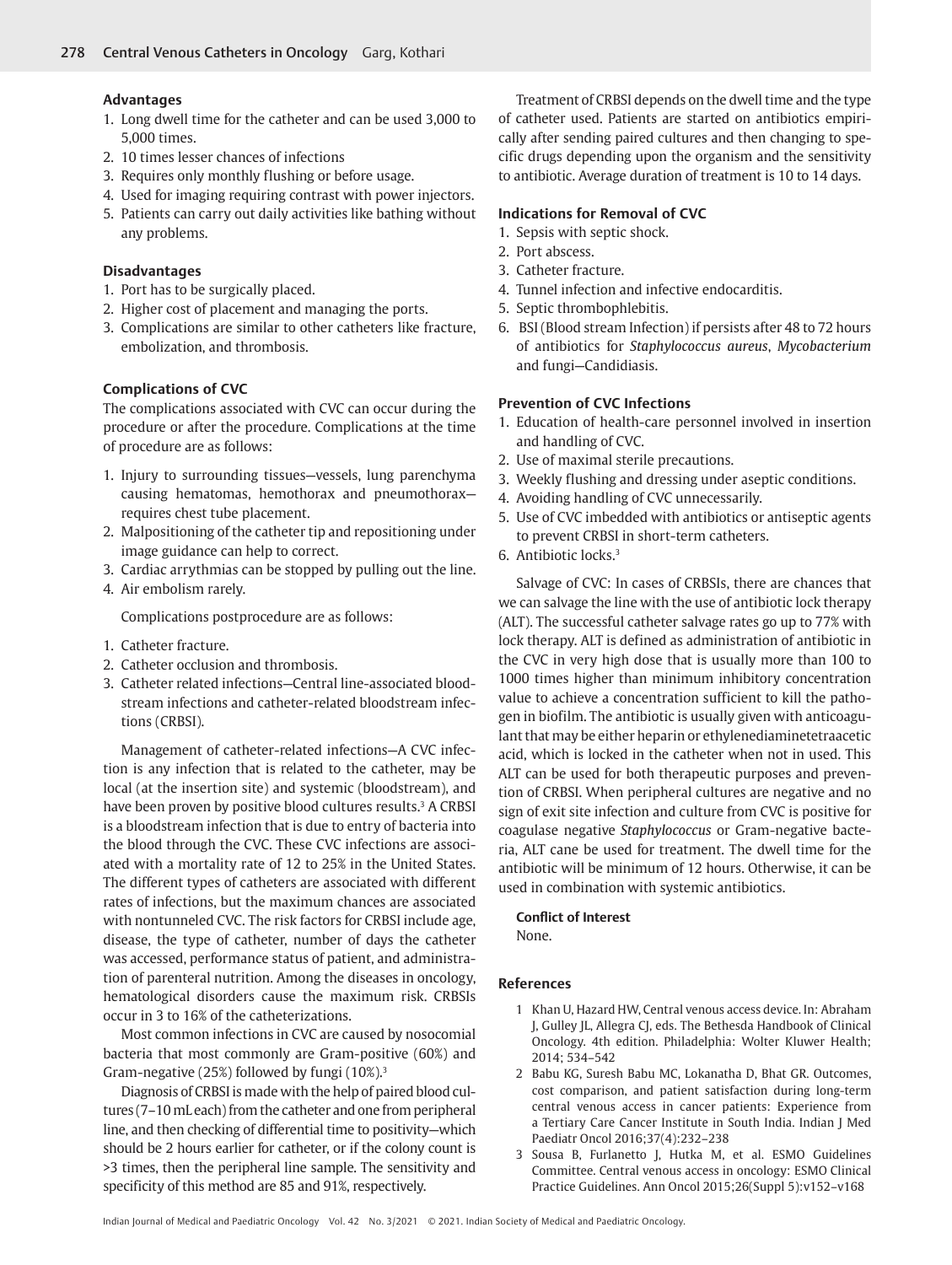### Advantages

1. Long dwell time for the catheter and can be used 3,000 to 5,000 times.
2. 10 times lesser chances of infections
3. Requires only monthly flushing or before usage.
4. Used for imaging requiring contrast with power injectors.
5. Patients can carry out daily activities like bathing without any problems.

### Disadvantages

1. Port has to be surgically placed.
2. Higher cost of placement and managing the ports.
3. Complications are similar to other catheters like fracture, embolization, and thrombosis.

### Complications of CVC

The complications associated with CVC can occur during the procedure or after the procedure. Complications at the time of procedure are as follows:

1. Injury to surrounding tissues—vessels, lung parenchyma causing hematomas, hemothorax and pneumothorax—requires chest tube placement.
2. Malpositioning of the catheter tip and repositioning under image guidance can help to correct.
3. Cardiac arrythmias can be stopped by pulling out the line.
4. Air embolism rarely.

Complications postprocedure are as follows:

1. Catheter fracture.
2. Catheter occlusion and thrombosis.
3. Catheter related infections—Central line-associated bloodstream infections and catheter-related bloodstream infections (CRBSI).

Management of catheter-related infections—A CVC infection is any infection that is related to the catheter, may be local (at the insertion site) and systemic (bloodstream), and have been proven by positive blood cultures results.[3] A CRBSI is a bloodstream infection that is due to entry of bacteria into the blood through the CVC. These CVC infections are associated with a mortality rate of 12 to 25% in the United States. The different types of catheters are associated with different rates of infections, but the maximum chances are associated with nontunneled CVC. The risk factors for CRBSI include age, disease, the type of catheter, number of days the catheter was accessed, performance status of patient, and administration of parenteral nutrition. Among the diseases in oncology, hematological disorders cause the maximum risk. CRBSIs occur in 3 to 16% of the catheterizations.

Most common infections in CVC are caused by nosocomial bacteria that most commonly are Gram-positive (60%) and Gram-negative (25%) followed by fungi (10%).[3]

Diagnosis of CRBSI is made with the help of paired blood cultures (7–10 mL each) from the catheter and one from peripheral line, and then checking of differential time to positivity—which should be 2 hours earlier for catheter, or if the colony count is >3 times, then the peripheral line sample. The sensitivity and specificity of this method are 85 and 91%, respectively.

Treatment of CRBSI depends on the dwell time and the type of catheter used. Patients are started on antibiotics empirically after sending paired cultures and then changing to specific drugs depending upon the organism and the sensitivity to antibiotic. Average duration of treatment is 10 to 14 days.

### Indications for Removal of CVC

1. Sepsis with septic shock.
2. Port abscess.
3. Catheter fracture.
4. Tunnel infection and infective endocarditis.
5. Septic thrombophlebitis.
6. BSI (Blood stream Infection) if persists after 48 to 72 hours of antibiotics for *Staphylococcus aureus*, *Mycobacterium* and fungi—Candidiasis.

### Prevention of CVC Infections

1. Education of health-care personnel involved in insertion and handling of CVC.
2. Use of maximal sterile precautions.
3. Weekly flushing and dressing under aseptic conditions.
4. Avoiding handling of CVC unnecessarily.
5. Use of CVC imbedded with antibiotics or antiseptic agents to prevent CRBSI in short-term catheters.
6. Antibiotic locks.[3]

Salvage of CVC: In cases of CRBSIs, there are chances that we can salvage the line with the use of antibiotic lock therapy (ALT). The successful catheter salvage rates go up to 77% with lock therapy. ALT is defined as administration of antibiotic in the CVC in very high dose that is usually more than 100 to 1000 times higher than minimum inhibitory concentration value to achieve a concentration sufficient to kill the pathogen in biofilm. The antibiotic is usually given with anticoagulant that may be either heparin or ethylenediaminetetraacetic acid, which is locked in the catheter when not in used. This ALT can be used for both therapeutic purposes and prevention of CRBSI. When peripheral cultures are negative and no sign of exit site infection and culture from CVC is positive for coagulase negative *Staphylococcus* or Gram-negative bacteria, ALT cane be used for treatment. The dwell time for the antibiotic will be minimum of 12 hours. Otherwise, it can be used in combination with systemic antibiotics.

**Conflict of Interest**

None.

### References

1. Khan U, Hazard HW, Central venous access device. In: Abraham J, Gulley JL, Allegra CJ, eds. The Bethesda Handbook of Clinical Oncology. 4th edition. Philadelphia: Wolter Kluwer Health; 2014; 534–542
2. Babu KG, Suresh Babu MC, Lokanatha D, Bhat GR. Outcomes, cost comparison, and patient satisfaction during long-term central venous access in cancer patients: Experience from a Tertiary Care Cancer Institute in South India. Indian J Med Paediatr Oncol 2016;37(4):232–238
3. Sousa B, Furlanetto J, Hutka M, et al. ESMO Guidelines Committee. Central venous access in oncology: ESMO Clinical Practice Guidelines. Ann Oncol 2015;26(Suppl 5):v152–v168